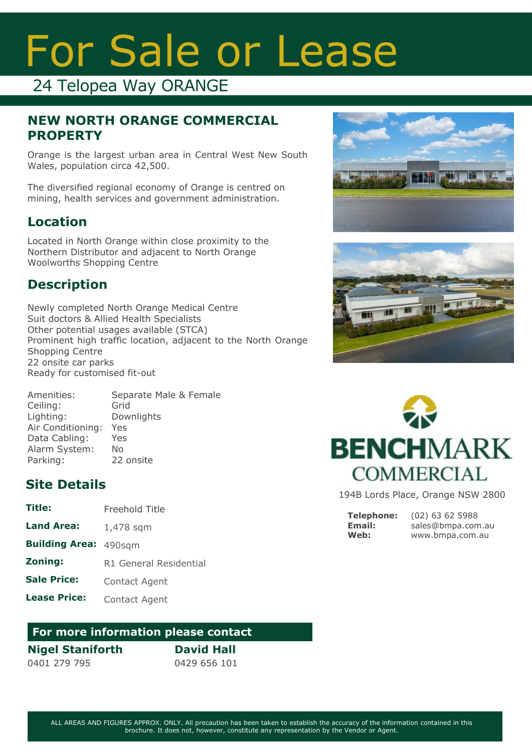# For Sale or Lease

## 24 Telopea Way ORANGE

### NEW NORTH ORANGE COMMERCIAL PROPERTY

Orange is the largest urban area in Central West New South Wales, population circa 42,500.

The diversified regional economy of Orange is centred on mining, health services and government administration.

### Location

Located in North Orange within close proximity to the Northern Distributor and adjacent to North Orange Woolworths Shopping Centre

### Description

Newly completed North Orange Medical Centre
Suit doctors & Allied Health Specialists
Other potential usages available (STCA)
Prominent high traffic location, adjacent to the North Orange Shopping Centre
22 onsite car parks
Ready for customised fit-out

| | |
|---|---|
| Amenities: | Separate Male & Female |
| Ceiling: | Grid |
| Lighting: | Downlights |
| Air Conditioning: | Yes |
| Data Cabling: | Yes |
| Alarm System: | No |
| Parking: | 22 onsite |

### Site Details

| | |
|---|---|
| **Title:** | Freehold Title |
| **Land Area:** | 1,478 sqm |
| **Building Area:** | 490sqm |
| **Zoning:** | R1 General Residential |
| **Sale Price:** | Contact Agent |
| **Lease Price:** | Contact Agent |

**For more information please contact**

**Nigel Staniforth**
0401 279 795

**David Hall**
0429 656 101

**BENCHMARK COMMERCIAL**

194B Lords Place, Orange NSW 2800

**Telephone:** (02) 63 62 5988
**Email:** sales@bmpa.com.au
**Web:** www.bmpa.com.au

ALL AREAS AND FIGURES APPROX. ONLY. All precaution has been taken to establish the accuracy of the information contained in this brochure. It does not, however, constitute any representation by the Vendor or Agent.